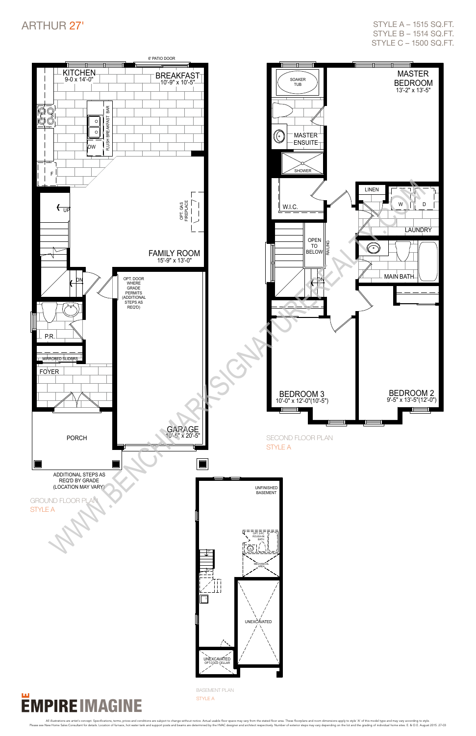# ARTHUR 27'

STYLE A – 1515 SQ.FT.
STYLE B – 1514 SQ.FT.
STYLE C – 1500 SQ.FT.

## GROUND FLOOR PLAN
STYLE A

- KITCHEN 9-0 x 14'-0"
- BREAKFAST 10'-9" x 10'-5"
- 6' PATIO DOOR
- FLUSH BREAKFAST BAR
- DW
- F
- UP
- DN
- OPT. GAS FIREPLACE
- FAMILY ROOM 15'-9" x 13'-0"
- OPT. DOOR WHERE GRADE PERMITS (ADDITIONAL STEPS AS REQ'D)
- P.R.
- MIRRORED SLIDERS
- FOYER
- GARAGE 10'-5" x 20'-5"
- PORCH
- ADDITIONAL STEPS AS REQ'D BY GRADE (LOCATION MAY VARY)

## SECOND FLOOR PLAN
STYLE A

- SOAKER TUB
- MASTER ENSUITE
- SHOWER
- MASTER BEDROOM 13'-2" x 13'-5"
- W.I.C.
- LINEN
- W
- D
- LAUNDRY
- OPEN TO BELOW
- RAILING
- DN
- MAIN BATH
- BEDROOM 3 10'-0" x 12'-0"(10'-5")
- BEDROOM 2 9'-5" x 13'-5"(12'-0")

## BASEMENT PLAN
STYLE A

- UNFINISHED BASEMENT
- OPT. 3 PC ROUGH-IN BATH
- MECHANICAL AREA
- UP
- UNEXCAVATED
- UNEXCAVATED OPT COLD CELLAR

EMPIRE IMAGINE

All illustrations are artist's concept. Specifications, terms, prices and conditions are subject to change without notice. Actual usable floor space may vary from the stated floor area. These floorplans and room dimensions apply to style 'A' of this model type and may vary according to style. Please see New Home Sales Consultant for details. Location of furnace, hot water tank and support posts and beams are determined by the HVAC designer and architect respectively. Number of exterior steps may vary depending on the lot and the grading of individual home sites. E. & O.E. August 2015. 27-03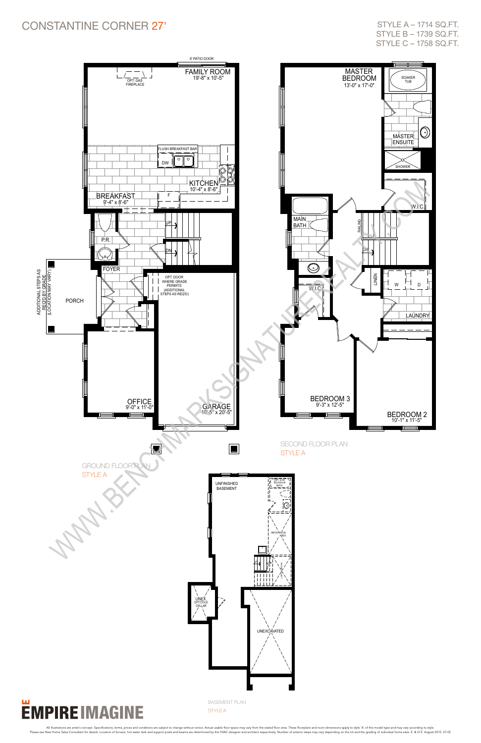# CONSTANTINE CORNER 27'

STYLE A – 1714 SQ.FT.
STYLE B – 1739 SQ.FT.
STYLE C – 1758 SQ.FT.

6' PATIO DOOR

OPT. GAS FIREPLACE

FAMILY ROOM
19'-8" x 10'-5"

FLUSH BREAKFAST BAR

DW

KITCHEN
10'-4" x 8'-6"

BREAKFAST
9'-4" x 8'-6"

F

UP

DN

P.R.

FOYER

OPT. DOOR WHERE GRADE PERMITS (ADDITIONAL STEPS AS REQ'D)

ADDITIONAL STEPS AS REQ'D BY GRADE (LOCATION MAY VARY)

PORCH

OFFICE
9'-0" x 11'-0"

GARAGE
10'-5" x 20'-5"

GROUND FLOOR PLAN
STYLE A

MASTER BEDROOM
13'-0" x 17'-0"

SOAKER TUB

MASTER ENSUITE

SHOWER

W.I.C

MAIN BATH

RAILING

DN

LINEN

W D

LAUNDRY

W.I.C

BEDROOM 3
9'-3" x 12'-5"

BEDROOM 2
10'-1" x 11'-5"

SECOND FLOOR PLAN
STYLE A

UNFINISHED BASEMENT

OPT. 3-PC ROUGH-IN BATH

MECHANICAL AREA

LOW HEADROOM

UNEX. OPT. COLD CELLAR

UNEXCAVATED

BASEMENT PLAN
STYLE A

WWW.BENCHMARKSIGNATUREREALTY.COM

EMPIRE IMAGINE

All illustrations are artist's concept. Specifications, terms, prices and conditions are subject to change without notice. Actual usable floor space may vary from the stated floor area. These floorplans and room dimensions apply to style 'A' of this model type and may vary according to style. Please see New Home Sales Consultant for details. Location of furnace, hot water tank and support posts and beams are determined by the HVAC designer and architect respectively. Number of exterior steps may vary depending on the lot and the grading of individual home sites. E. & O.E. August 2015. 27-05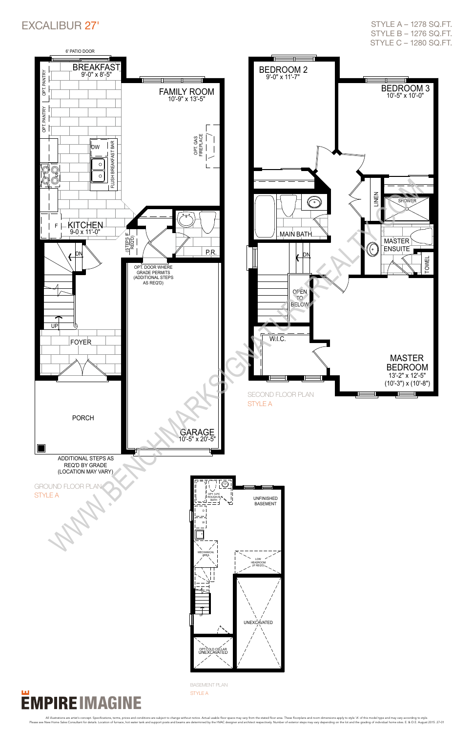# EXCALIBUR 27'

STYLE A – 1278 SQ.FT.
STYLE B – 1276 SQ.FT.
STYLE C – 1280 SQ.FT.

6' PATIO DOOR

BREAKFAST
9'-0" x 8'-5"

OPT. PANTRY

OPT. PANTRY

FAMILY ROOM
10'-9" x 13'-5"

OPT. GAS FIREPLACE

DW

FLUSH BREAKFAST BAR

F

KITCHEN
9-0 x 11'-0"

(STEPS IF REQ'D)

P.R.

DN

OPT. DOOR WHERE GRADE PERMITS (ADDITIONAL STEPS AS REQ'D)

UP

FOYER

PORCH

GARAGE
10'-5" x 20'-5"

ADDITIONAL STEPS AS REQ'D BY GRADE (LOCATION MAY VARY)

GROUND FLOOR PLAN
STYLE A

BEDROOM 2
9'-0" x 11'-7"

BEDROOM 3
10'-5" x 10'-0"

MAIN BATH

LINEN

SHOWER

MASTER ENSUITE

TOWEL

DN

OPEN TO BELOW

W.I.C.

MASTER BEDROOM
13'-2" x 12'-5"
(10'-3") x (10'-8")

SECOND FLOOR PLAN
STYLE A

OPT. 3-PC ROUGH-IN BATH

UNFINISHED BASEMENT

D

W

T

MECHANICAL AREA

LOW HEADROOM (IF REQ'D)

UNEXCAVATED

UP

OPT. COLD CELLAR UNEXCAVATED

BASEMENT PLAN
STYLE A

EMPIRE IMAGINE

All illustrations are artist's concept. Specifications, terms, prices and conditions are subject to change without notice. Actual usable floor space may vary from the stated floor area. These floorplans and room dimensions apply to style 'A' of this model type and may vary according to style. Please see New Home Sales Consultant for details. Location of furnace, hot water tank and support posts and beams are determined by the HVAC designer and architect respectively. Number of exterior steps may vary depending on the lot and the grading of individual home sites. E. & O.E. August 2015. 27-01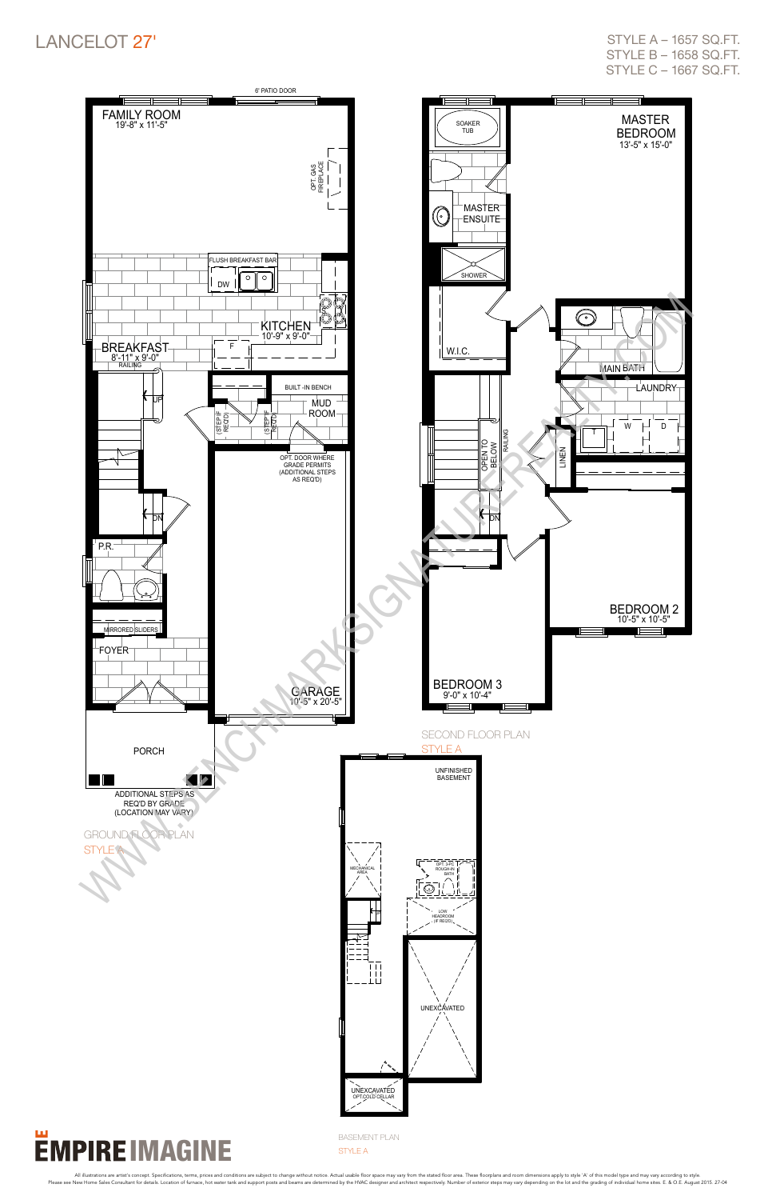# LANCELOT 27'

STYLE A – 1657 SQ.FT.
STYLE B – 1658 SQ.FT.
STYLE C – 1667 SQ.FT.

## GROUND FLOOR PLAN
STYLE A

FAMILY ROOM
19'-8" x 11'-5"

6' PATIO DOOR

OPT. GAS FIREPLACE

FLUSH BREAKFAST BAR

DW

KITCHEN
10'-9" x 9'-0"

F

BREAKFAST
8'-11" x 9'-0"

RAILING

UP

BUILT -IN BENCH

MUD ROOM

(STEP IF REQ'D)

OPT. DOOR WHERE GRADE PERMITS (ADDITIONAL STEPS AS REQ'D)

DN

P.R.

MIRRORED SLIDERS

FOYER

GARAGE
10'-5" x 20'-5"

PORCH

ADDITIONAL STEPS AS REQ'D BY GRADE (LOCATION MAY VARY)

## SECOND FLOOR PLAN
STYLE A

SOAKER TUB

MASTER ENSUITE

SHOWER

MASTER BEDROOM
13'-5" x 15'-0"

W.I.C.

MAIN BATH

LAUNDRY

W

D

T

LINEN

OPEN TO BELOW

RAILING

DN

BEDROOM 2
10'-5" x 10'-5"

BEDROOM 3
9'-0" x 10'-4"

## BASEMENT PLAN
STYLE A

UNFINISHED BASEMENT

MECHANICAL AREA

OPT. 3 PC ROUGH-IN BATH

LOW HEADROOM (IF REQ'D)

UNEXCAVATED

UNEXCAVATED
OPT. COLD CELLAR

EMPIRE IMAGINE

All illustrations are artist's concept. Specifications, terms, prices and conditions are subject to change without notice. Actual usable floor space may vary from the stated floor area. These floorplans and room dimensions apply to style 'A' of this model type and may vary according to style. Please see New Home Sales Consultant for details. Location of furnace, hot water tank and support posts and beams are determined by the HVAC designer and architect respectively. Number of exterior steps may vary depending on the lot and the grading of individual home sites. E. & O.E. August 2015. 27-04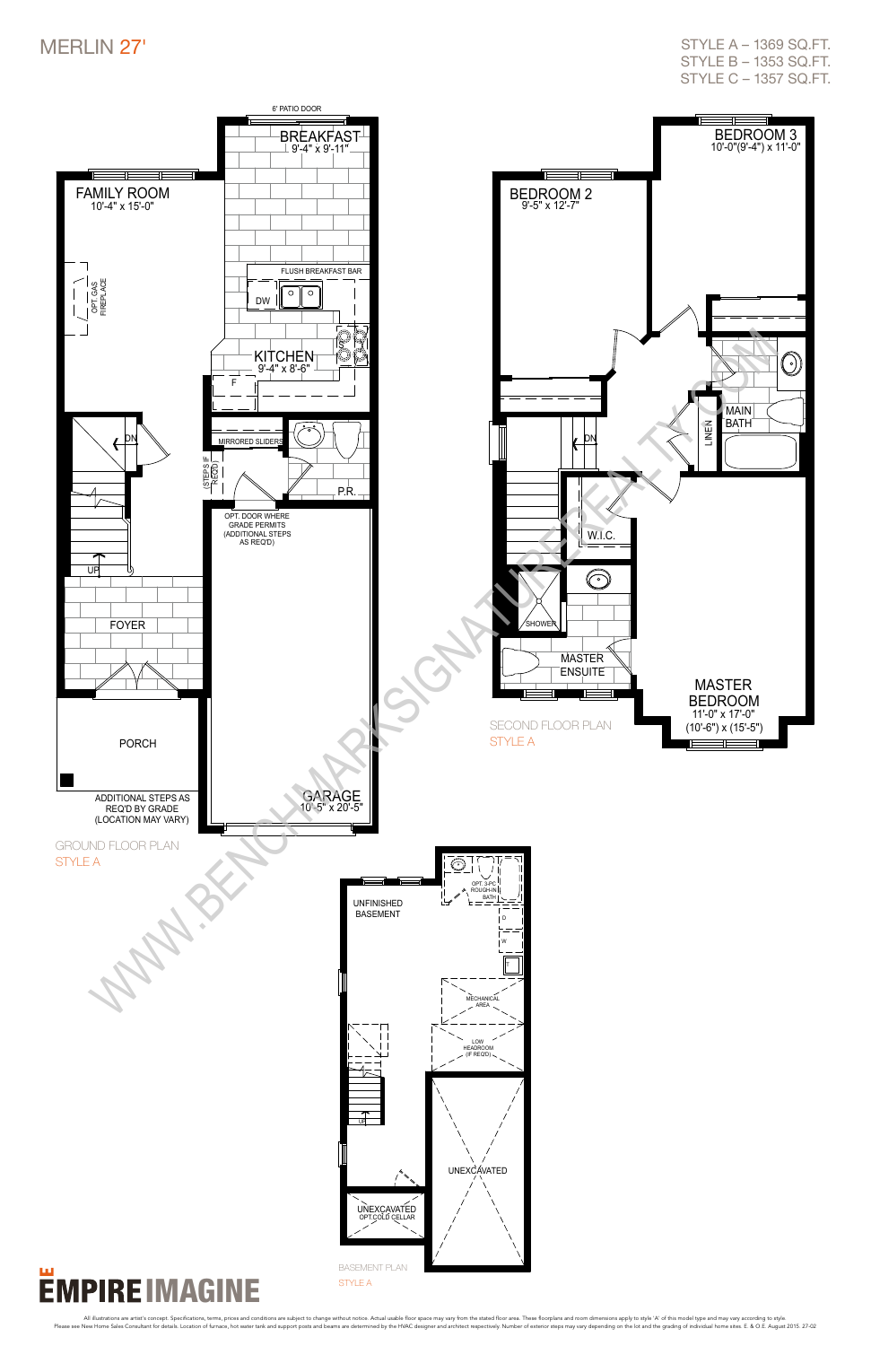# MERLIN 27'

STYLE A – 1369 SQ.FT.
STYLE B – 1353 SQ.FT.
STYLE C – 1357 SQ.FT.

## GROUND FLOOR PLAN
STYLE A

6' PATIO DOOR

BREAKFAST
9'-4" x 9'-11"

FAMILY ROOM
10'-4" x 15'-0"

OPT. GAS FIREPLACE

FLUSH BREAKFAST BAR

DW

KITCHEN
9'-4" x 8'-6"

F

MIRRORED SLIDERS

(STEPS IF REQ'D)

P.R.

DN

OPT. DOOR WHERE GRADE PERMITS (ADDITIONAL STEPS AS REQ'D)

UP

FOYER

PORCH

ADDITIONAL STEPS AS REQ'D BY GRADE (LOCATION MAY VARY)

GARAGE
10'-5" x 20'-5"

## SECOND FLOOR PLAN
STYLE A

BEDROOM 3
10'-0"(9'-4") x 11'-0"

BEDROOM 2
9'-5" x 12'-7"

MAIN BATH

LINEN

DN

W.I.C.

SHOWER

MASTER ENSUITE

MASTER BEDROOM
11'-0" x 17'-0"
(10'-6") x (15'-5")

## BASEMENT PLAN
STYLE A

UNFINISHED BASEMENT

OPT. 3-PC ROUGH-IN BATH

D

W

MECHANICAL AREA

LOW HEADROOM (IF REQ'D)

UP

UNEXCAVATED

UNEXCAVATED
OPT. COLD CELLAR

EMPIRE IMAGINE

All illustrations are artist's concept. Specifications, terms, prices and conditions are subject to change without notice. Actual usable floor space may vary from the stated floor area. These floorplans and room dimensions apply to style 'A' of this model type and may vary according to style. Please see New Home Sales Consultant for details. Location of furnace, hot water tank and support posts and beams are determined by the HVAC designer and architect respectively. Number of exterior steps may vary depending on the lot and the grading of individual home sites. E. & O.E. August 2015. 27-02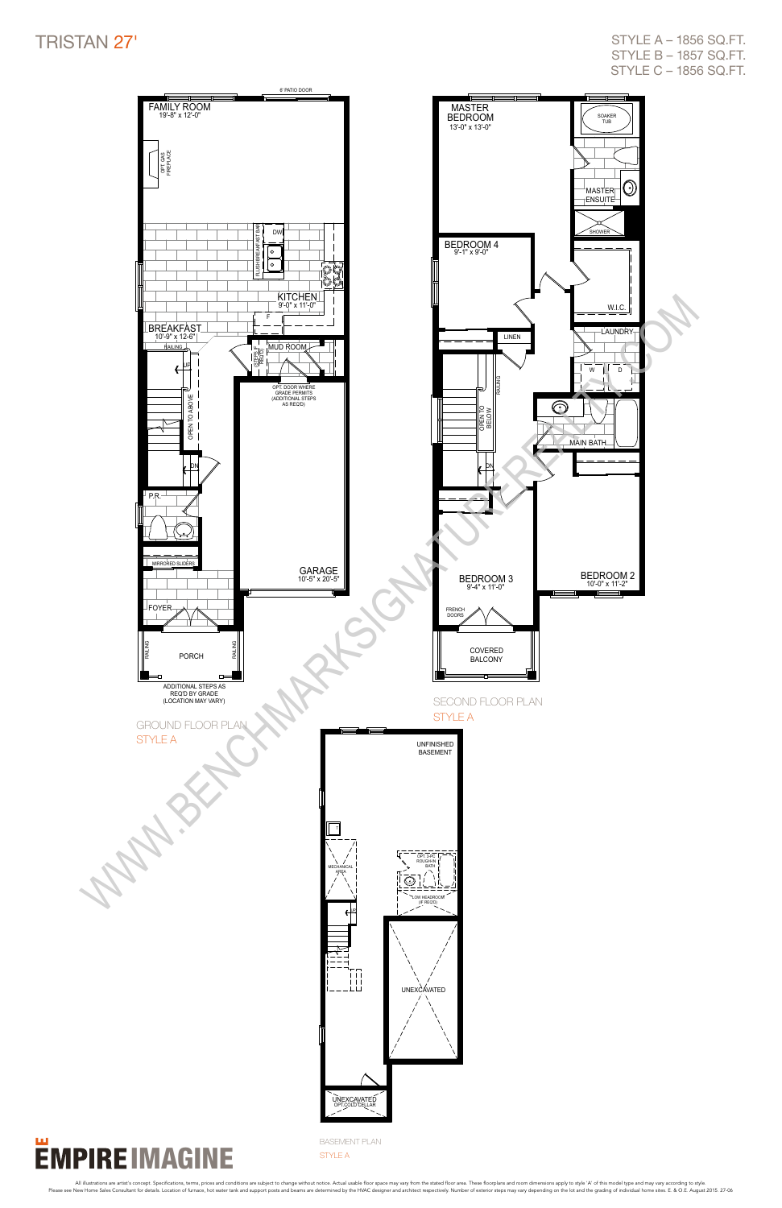# TRISTAN 27'

STYLE A – 1856 SQ.FT.
STYLE B – 1857 SQ.FT.
STYLE C – 1856 SQ.FT.

6' PATIO DOOR

FAMILY ROOM
19'-8" x 12'-0"

OPT. GAS FIREPLACE

DW

FLUSH BREAKFAST BAR

KITCHEN
9'-0" x 11'-0"

F

BREAKFAST
10'-9" x 12-6"

RAILING

UP

MUD ROOM

(STEPS IF REQ'D)

OPT. DOOR WHERE GRADE PERMITS (ADDITIONAL STEPS AS REQ'D)

OPEN TO ABOVE

DN

P.R.

MIRRORED SLIDERS

GARAGE
10'-5" x 20'-5"

FOYER

RAILING

PORCH

RAILING

ADDITIONAL STEPS AS REQ'D BY GRADE (LOCATION MAY VARY)

GROUND FLOOR PLAN
STYLE A

MASTER BEDROOM
13'-0" x 13'-0"

SOAKER TUB

MASTER ENSUITE

SHOWER

BEDROOM 4
9'-1" x 9'-0"

W.I.C.

LINEN

LAUNDRY

W D

RAILING

OPEN TO BELOW

MAIN BATH

DN

BEDROOM 3
9'-4" x 11'-0"

BEDROOM 2
10'-0" x 11'-2"

FRENCH DOORS

COVERED BALCONY

SECOND FLOOR PLAN
STYLE A

UNFINISHED BASEMENT

MECHANICAL AREA

OPT. 3 PC ROUGH-IN BATH

LOW HEADROOM (IF REQ'D)

UP

UNEXCAVATED

UNEXCAVATED
OPT. COLD CELLAR

BASEMENT PLAN
STYLE A

EMPIRE IMAGINE

All illustrations are artist's concept. Specifications, terms, prices and conditions are subject to change without notice. Actual usable floor space may vary from the stated floor area. These floorplans and room dimensions apply to style 'A' of this model type and may vary according to style. Please see New Home Sales Consultant for details. Location of furnace, hot water tank and support posts and beams are determined by the HVAC designer and architect respectively. Number of exterior steps may vary depending on the lot and the grading of individual home sites. E. & O.E. August 2015. 27-06

WWW.BENCHMARKSIGNATUREREALTY.COM